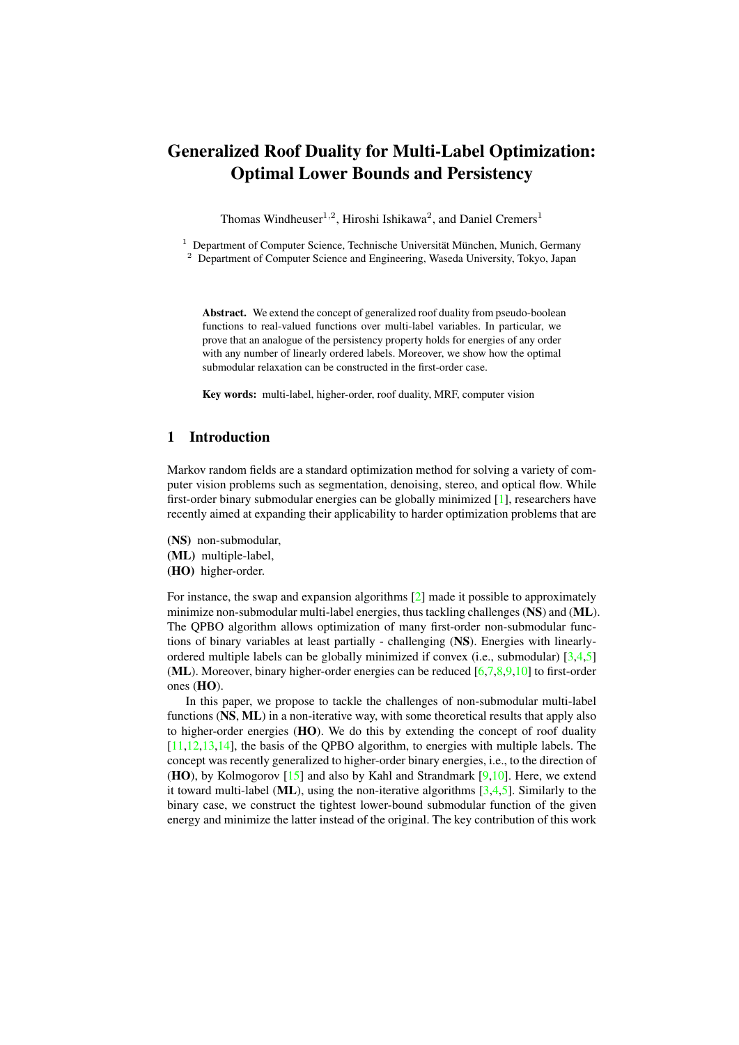# Generalized Roof Duality for Multi-Label Optimization: Optimal Lower Bounds and Persistency

Thomas Windheuser[1,2], Hiroshi Ishikawa[2], and Daniel Cremers[1]

[1] Department of Computer Science, Technische Universität München, Munich, Germany
[2] Department of Computer Science and Engineering, Waseda University, Tokyo, Japan

**Abstract.** We extend the concept of generalized roof duality from pseudo-boolean functions to real-valued functions over multi-label variables. In particular, we prove that an analogue of the persistency property holds for energies of any order with any number of linearly ordered labels. Moreover, we show how the optimal submodular relaxation can be constructed in the first-order case.

**Key words:** multi-label, higher-order, roof duality, MRF, computer vision

## 1 Introduction

Markov random fields are a standard optimization method for solving a variety of computer vision problems such as segmentation, denoising, stereo, and optical flow. While first-order binary submodular energies can be globally minimized [1], researchers have recently aimed at expanding their applicability to harder optimization problems that are

**(NS)** non-submodular,
**(ML)** multiple-label,
**(HO)** higher-order.

For instance, the swap and expansion algorithms [2] made it possible to approximately minimize non-submodular multi-label energies, thus tackling challenges (**NS**) and (**ML**). The QPBO algorithm allows optimization of many first-order non-submodular functions of binary variables at least partially - challenging (**NS**). Energies with linearly-ordered multiple labels can be globally minimized if convex (i.e., submodular) [3,4,5] (**ML**). Moreover, binary higher-order energies can be reduced [6,7,8,9,10] to first-order ones (**HO**).

In this paper, we propose to tackle the challenges of non-submodular multi-label functions (**NS**, **ML**) in a non-iterative way, with some theoretical results that apply also to higher-order energies (**HO**). We do this by extending the concept of roof duality [11,12,13,14], the basis of the QPBO algorithm, to energies with multiple labels. The concept was recently generalized to higher-order binary energies, i.e., to the direction of (**HO**), by Kolmogorov [15] and also by Kahl and Strandmark [9,10]. Here, we extend it toward multi-label (**ML**), using the non-iterative algorithms [3,4,5]. Similarly to the binary case, we construct the tightest lower-bound submodular function of the given energy and minimize the latter instead of the original. The key contribution of this work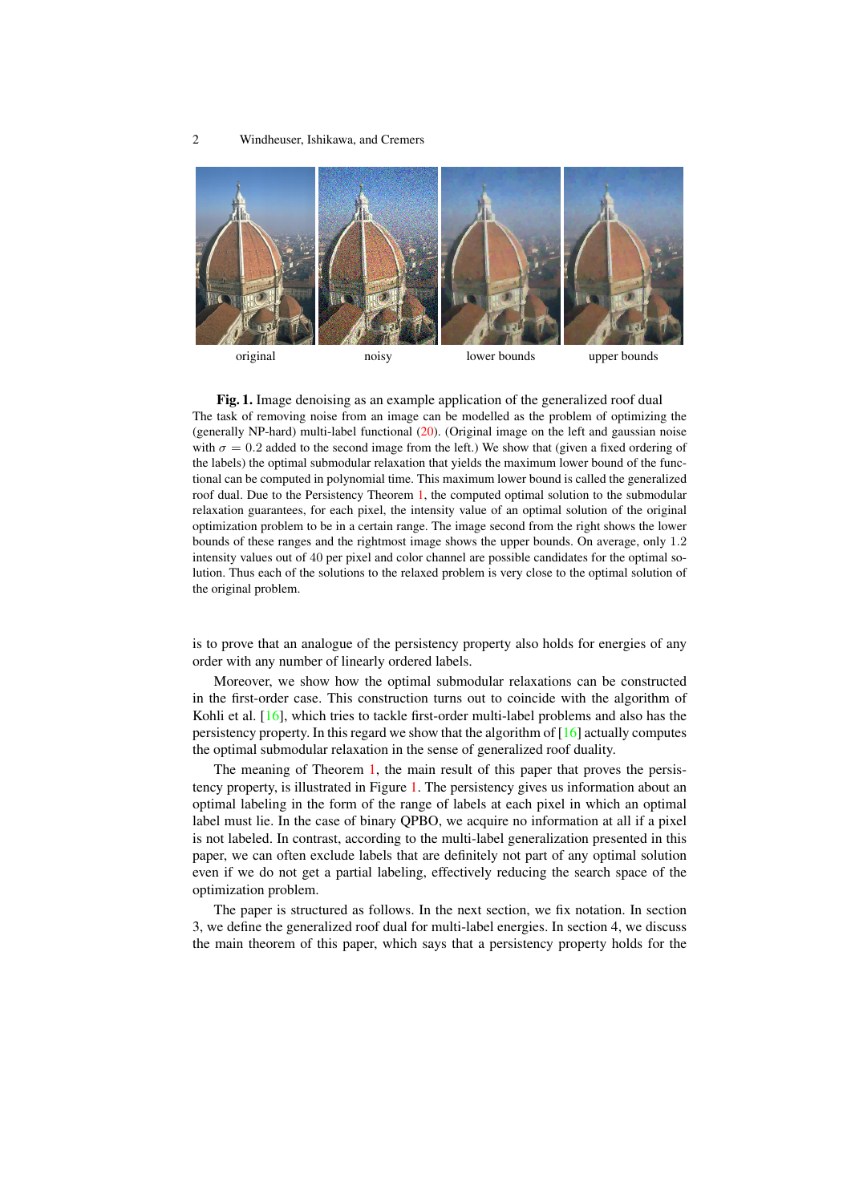original noisy lower bounds upper bounds

**Fig. 1.** Image denoising as an example application of the generalized roof dual
The task of removing noise from an image can be modelled as the problem of optimizing the (generally NP-hard) multi-label functional (20). (Original image on the left and gaussian noise with $\sigma = 0.2$ added to the second image from the left.) We show that (given a fixed ordering of the labels) the optimal submodular relaxation that yields the maximum lower bound of the functional can be computed in polynomial time. This maximum lower bound is called the generalized roof dual. Due to the Persistency Theorem 1, the computed optimal solution to the submodular relaxation guarantees, for each pixel, the intensity value of an optimal solution of the original optimization problem to be in a certain range. The image second from the right shows the lower bounds of these ranges and the rightmost image shows the upper bounds. On average, only $1.2$ intensity values out of $40$ per pixel and color channel are possible candidates for the optimal solution. Thus each of the solutions to the relaxed problem is very close to the optimal solution of the original problem.

is to prove that an analogue of the persistency property also holds for energies of any order with any number of linearly ordered labels.

Moreover, we show how the optimal submodular relaxations can be constructed in the first-order case. This construction turns out to coincide with the algorithm of Kohli et al. [16], which tries to tackle first-order multi-label problems and also has the persistency property. In this regard we show that the algorithm of [16] actually computes the optimal submodular relaxation in the sense of generalized roof duality.

The meaning of Theorem 1, the main result of this paper that proves the persistency property, is illustrated in Figure 1. The persistency gives us information about an optimal labeling in the form of the range of labels at each pixel in which an optimal label must lie. In the case of binary QPBO, we acquire no information at all if a pixel is not labeled. In contrast, according to the multi-label generalization presented in this paper, we can often exclude labels that are definitely not part of any optimal solution even if we do not get a partial labeling, effectively reducing the search space of the optimization problem.

The paper is structured as follows. In the next section, we fix notation. In section 3, we define the generalized roof dual for multi-label energies. In section 4, we discuss the main theorem of this paper, which says that a persistency property holds for the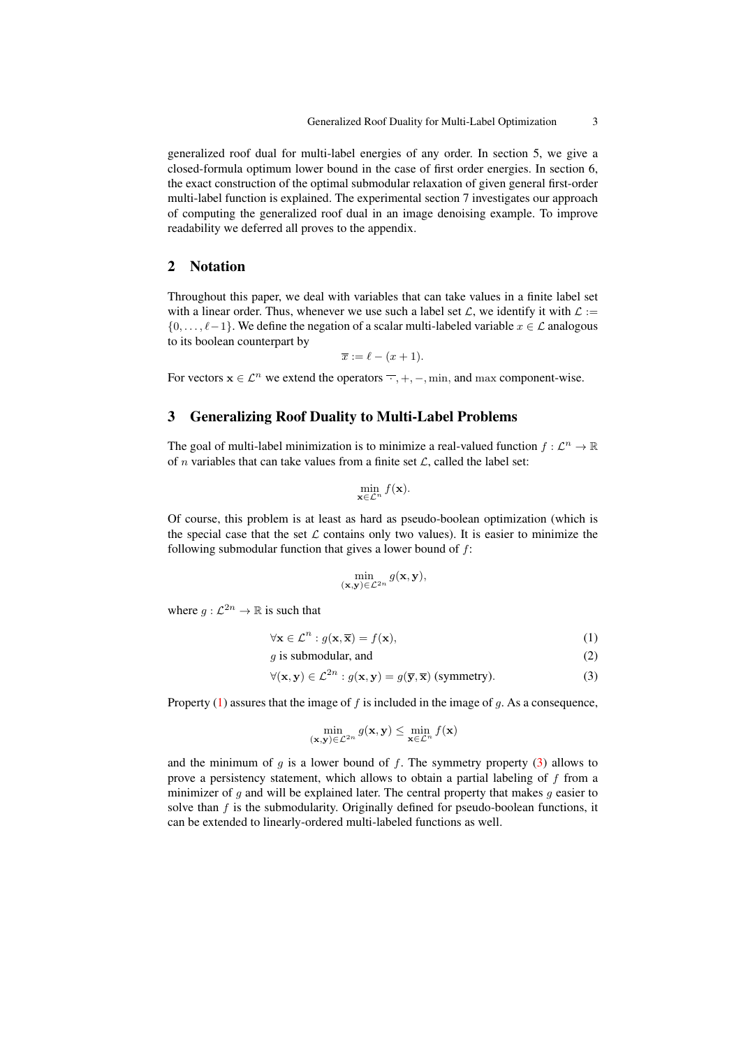generalized roof dual for multi-label energies of any order. In section 5, we give a closed-formula optimum lower bound in the case of first order energies. In section 6, the exact construction of the optimal submodular relaxation of given general first-order multi-label function is explained. The experimental section 7 investigates our approach of computing the generalized roof dual in an image denoising example. To improve readability we deferred all proves to the appendix.

## 2 Notation

Throughout this paper, we deal with variables that can take values in a finite label set with a linear order. Thus, whenever we use such a label set $\mathcal{L}$, we identify it with $\mathcal{L} := \{0, \ldots, \ell - 1\}$. We define the negation of a scalar multi-labeled variable $x \in \mathcal{L}$ analogous to its boolean counterpart by

$$\overline{x} := \ell - (x + 1).$$

For vectors $\mathbf{x} \in \mathcal{L}^n$ we extend the operators $\overline{\cdot}, +, -, \min,$ and $\max$ component-wise.

## 3 Generalizing Roof Duality to Multi-Label Problems

The goal of multi-label minimization is to minimize a real-valued function $f : \mathcal{L}^n \to \mathbb{R}$ of $n$ variables that can take values from a finite set $\mathcal{L}$, called the label set:

$$\min_{\mathbf{x} \in \mathcal{L}^n} f(\mathbf{x}).$$

Of course, this problem is at least as hard as pseudo-boolean optimization (which is the special case that the set $\mathcal{L}$ contains only two values). It is easier to minimize the following submodular function that gives a lower bound of $f$:

$$\min_{(\mathbf{x}, \mathbf{y}) \in \mathcal{L}^{2n}} g(\mathbf{x}, \mathbf{y}),$$

where $g : \mathcal{L}^{2n} \to \mathbb{R}$ is such that

$$\forall \mathbf{x} \in \mathcal{L}^n : g(\mathbf{x}, \overline{\mathbf{x}}) = f(\mathbf{x}), \tag{1}$$

$$g \text{ is submodular, and} \tag{2}$$

$$\forall (\mathbf{x}, \mathbf{y}) \in \mathcal{L}^{2n} : g(\mathbf{x}, \mathbf{y}) = g(\overline{\mathbf{y}}, \overline{\mathbf{x}}) \text{ (symmetry).} \tag{3}$$

Property (1) assures that the image of $f$ is included in the image of $g$. As a consequence,

$$\min_{(\mathbf{x}, \mathbf{y}) \in \mathcal{L}^{2n}} g(\mathbf{x}, \mathbf{y}) \leq \min_{\mathbf{x} \in \mathcal{L}^n} f(\mathbf{x})$$

and the minimum of $g$ is a lower bound of $f$. The symmetry property (3) allows to prove a persistency statement, which allows to obtain a partial labeling of $f$ from a minimizer of $g$ and will be explained later. The central property that makes $g$ easier to solve than $f$ is the submodularity. Originally defined for pseudo-boolean functions, it can be extended to linearly-ordered multi-labeled functions as well.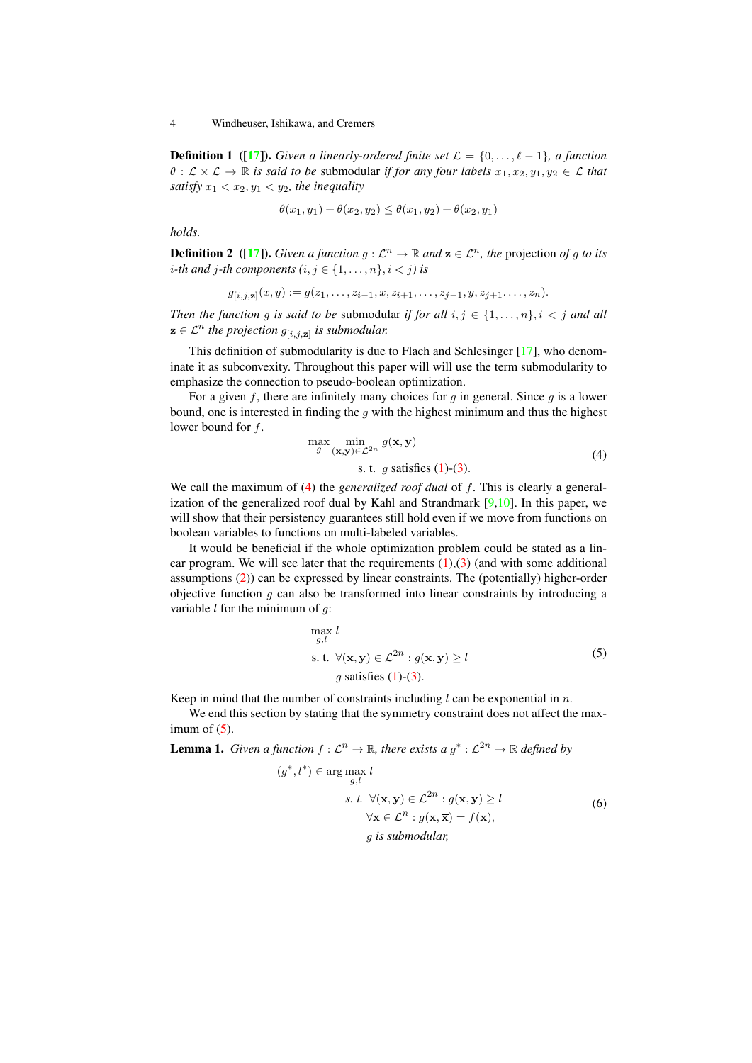**Definition 1** ([17]). *Given a linearly-ordered finite set $\mathcal{L} = \{0, \dots, \ell - 1\}$, a function $\theta : \mathcal{L} \times \mathcal{L} \to \mathbb{R}$ is said to be* submodular *if for any four labels $x_1, x_2, y_1, y_2 \in \mathcal{L}$ that satisfy $x_1 < x_2, y_1 < y_2$, the inequality*

$$\theta(x_1, y_1) + \theta(x_2, y_2) \leq \theta(x_1, y_2) + \theta(x_2, y_1)$$

*holds.*

**Definition 2** ([17]). *Given a function $g : \mathcal{L}^n \to \mathbb{R}$ and $\mathbf{z} \in \mathcal{L}^n$, the* projection *of $g$ to its $i$-th and $j$-th components ($i, j \in \{1, \dots, n\}, i < j$) is*

$$g_{[i,j,\mathbf{z}]}(x, y) := g(z_1, \dots, z_{i-1}, x, z_{i+1}, \dots, z_{j-1}, y, z_{j+1} \dots, z_n).$$

*Then the function $g$ is said to be* submodular *if for all $i, j \in \{1, \dots, n\}, i < j$ and all $\mathbf{z} \in \mathcal{L}^n$ the projection $g_{[i,j,\mathbf{z}]}$ is submodular.*

This definition of submodularity is due to Flach and Schlesinger [17], who denominate it as subconvexity. Throughout this paper will will use the term submodularity to emphasize the connection to pseudo-boolean optimization.

For a given $f$, there are infinitely many choices for $g$ in general. Since $g$ is a lower bound, one is interested in finding the $g$ with the highest minimum and thus the highest lower bound for $f$.

$$\begin{aligned} &\max_{g} \min_{(\mathbf{x},\mathbf{y}) \in \mathcal{L}^{2n}} g(\mathbf{x}, \mathbf{y}) \\ &\qquad \text{s. t. } \; g \text{ satisfies (1)-(3).} \end{aligned} \tag{4}$$

We call the maximum of (4) the *generalized roof dual* of $f$. This is clearly a generalization of the generalized roof dual by Kahl and Strandmark [9,10]. In this paper, we will show that their persistency guarantees still hold even if we move from functions on boolean variables to functions on multi-labeled variables.

It would be beneficial if the whole optimization problem could be stated as a linear program. We will see later that the requirements (1),(3) (and with some additional assumptions (2)) can be expressed by linear constraints. The (potentially) higher-order objective function $g$ can also be transformed into linear constraints by introducing a variable $l$ for the minimum of $g$:

$$\begin{aligned} &\max_{g,l} \; l \\ &\text{s. t. } \; \forall (\mathbf{x},\mathbf{y}) \in \mathcal{L}^{2n} : g(\mathbf{x}, \mathbf{y}) \geq l \\ &\qquad g \text{ satisfies (1)-(3).} \end{aligned} \tag{5}$$

Keep in mind that the number of constraints including $l$ can be exponential in $n$.

We end this section by stating that the symmetry constraint does not affect the maximum of (5).

**Lemma 1.** *Given a function $f : \mathcal{L}^n \to \mathbb{R}$, there exists a $g^* : \mathcal{L}^{2n} \to \mathbb{R}$ defined by*

$$\begin{aligned} (g^*, l^*) \in \arg\max_{g,l} \; & l \\ \text{s. t. } \; & \forall (\mathbf{x},\mathbf{y}) \in \mathcal{L}^{2n} : g(\mathbf{x}, \mathbf{y}) \geq l \\ & \forall \mathbf{x} \in \mathcal{L}^n : g(\mathbf{x}, \overline{\mathbf{x}}) = f(\mathbf{x}), \\ & g \text{ is submodular,} \end{aligned} \tag{6}$$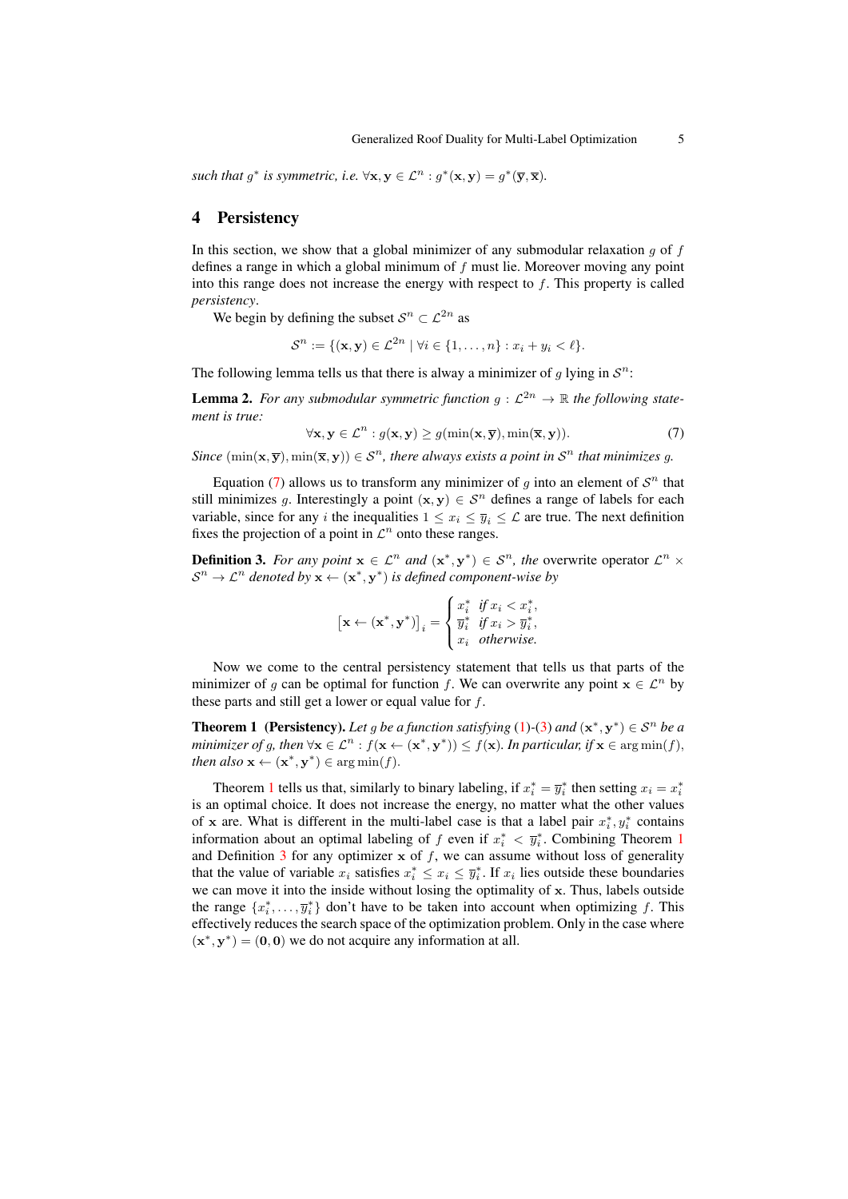*such that $g^*$ is symmetric, i.e.* $\forall \mathbf{x}, \mathbf{y} \in \mathcal{L}^n : g^*(\mathbf{x}, \mathbf{y}) = g^*(\overline{\mathbf{y}}, \overline{\mathbf{x}})$.

## 4 Persistency

In this section, we show that a global minimizer of any submodular relaxation $g$ of $f$ defines a range in which a global minimum of $f$ must lie. Moreover moving any point into this range does not increase the energy with respect to $f$. This property is called *persistency*.

We begin by defining the subset $\mathcal{S}^n \subset \mathcal{L}^{2n}$ as

$$\mathcal{S}^n := \{(\mathbf{x}, \mathbf{y}) \in \mathcal{L}^{2n} \mid \forall i \in \{1, \ldots, n\} : x_i + y_i < \ell\}.$$

The following lemma tells us that there is alway a minimizer of $g$ lying in $\mathcal{S}^n$:

**Lemma 2.** *For any submodular symmetric function* $g : \mathcal{L}^{2n} \to \mathbb{R}$ *the following statement is true:*

$$\forall \mathbf{x}, \mathbf{y} \in \mathcal{L}^n : g(\mathbf{x}, \mathbf{y}) \geq g(\min(\mathbf{x}, \overline{\mathbf{y}}), \min(\overline{\mathbf{x}}, \mathbf{y})). \tag{7}$$

*Since* $(\min(\mathbf{x}, \overline{\mathbf{y}}), \min(\overline{\mathbf{x}}, \mathbf{y})) \in \mathcal{S}^n$*, there always exists a point in* $\mathcal{S}^n$ *that minimizes* $g$*.*

Equation (7) allows us to transform any minimizer of $g$ into an element of $\mathcal{S}^n$ that still minimizes $g$. Interestingly a point $(\mathbf{x}, \mathbf{y}) \in \mathcal{S}^n$ defines a range of labels for each variable, since for any $i$ the inequalities $1 \leq x_i \leq \overline{y}_i \leq \mathcal{L}$ are true. The next definition fixes the projection of a point in $\mathcal{L}^n$ onto these ranges.

**Definition 3.** *For any point* $\mathbf{x} \in \mathcal{L}^n$ *and* $(\mathbf{x}^*, \mathbf{y}^*) \in \mathcal{S}^n$*, the* overwrite operator $\mathcal{L}^n \times \mathcal{S}^n \to \mathcal{L}^n$ *denoted by* $\mathbf{x} \leftarrow (\mathbf{x}^*, \mathbf{y}^*)$ *is defined component-wise by*

$$\left[\mathbf{x} \leftarrow (\mathbf{x}^*, \mathbf{y}^*)\right]_i = \begin{cases} x_i^* & \text{if } x_i < x_i^*, \\ \overline{y}_i^* & \text{if } x_i > \overline{y}_i^*, \\ x_i & \text{otherwise.} \end{cases}$$

Now we come to the central persistency statement that tells us that parts of the minimizer of $g$ can be optimal for function $f$. We can overwrite any point $\mathbf{x} \in \mathcal{L}^n$ by these parts and still get a lower or equal value for $f$.

**Theorem 1 (Persistency).** *Let $g$ be a function satisfying (1)-(3) and* $(\mathbf{x}^*, \mathbf{y}^*) \in \mathcal{S}^n$ *be a minimizer of $g$, then* $\forall \mathbf{x} \in \mathcal{L}^n : f(\mathbf{x} \leftarrow (\mathbf{x}^*, \mathbf{y}^*)) \leq f(\mathbf{x})$*. In particular, if* $\mathbf{x} \in \arg\min(f)$*, then also* $\mathbf{x} \leftarrow (\mathbf{x}^*, \mathbf{y}^*) \in \arg\min(f)$*.*

Theorem 1 tells us that, similarly to binary labeling, if $x_i^* = \overline{y}_i^*$ then setting $x_i = x_i^*$ is an optimal choice. It does not increase the energy, no matter what the other values of $\mathbf{x}$ are. What is different in the multi-label case is that a label pair $x_i^*, y_i^*$ contains information about an optimal labeling of $f$ even if $x_i^* < \overline{y}_i^*$. Combining Theorem 1 and Definition 3 for any optimizer $\mathbf{x}$ of $f$, we can assume without loss of generality that the value of variable $x_i$ satisfies $x_i^* \leq x_i \leq \overline{y}_i^*$. If $x_i$ lies outside these boundaries we can move it into the inside without losing the optimality of $\mathbf{x}$. Thus, labels outside the range $\{x_i^*, \ldots, \overline{y}_i^*\}$ don't have to be taken into account when optimizing $f$. This effectively reduces the search space of the optimization problem. Only in the case where $(\mathbf{x}^*, \mathbf{y}^*) = (\mathbf{0}, \mathbf{0})$ we do not acquire any information at all.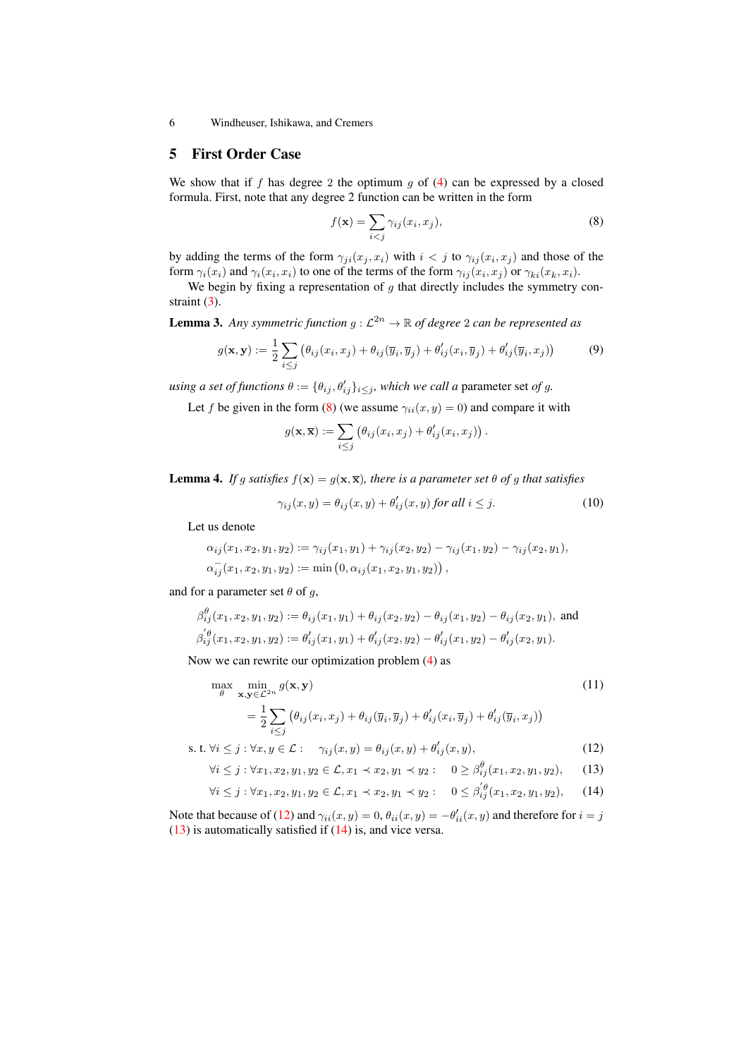## 5 First Order Case

We show that if $f$ has degree 2 the optimum $g$ of (4) can be expressed by a closed formula. First, note that any degree 2 function can be written in the form

$$f(\mathbf{x}) = \sum_{i<j} \gamma_{ij}(x_i, x_j), \tag{8}$$

by adding the terms of the form $\gamma_{ji}(x_j, x_i)$ with $i < j$ to $\gamma_{ij}(x_i, x_j)$ and those of the form $\gamma_i(x_i)$ and $\gamma_i(x_i, x_i)$ to one of the terms of the form $\gamma_{ij}(x_i, x_j)$ or $\gamma_{ki}(x_k, x_i)$.

We begin by fixing a representation of $g$ that directly includes the symmetry constraint (3).

**Lemma 3.** *Any symmetric function $g : \mathcal{L}^{2n} \to \mathbb{R}$ of degree 2 can be represented as*

$$g(\mathbf{x}, \mathbf{y}) := \frac{1}{2} \sum_{i \le j} \left( \theta_{ij}(x_i, x_j) + \theta_{ij}(\overline{y}_i, \overline{y}_j) + \theta'_{ij}(x_i, \overline{y}_j) + \theta'_{ij}(\overline{y}_i, x_j) \right) \tag{9}$$

*using a set of functions $\theta := \{\theta_{ij}, \theta'_{ij}\}_{i \le j}$, which we call a* parameter set *of $g$.*

Let $f$ be given in the form (8) (we assume $\gamma_{ii}(x, y) = 0$) and compare it with

$$g(\mathbf{x}, \overline{\mathbf{x}}) := \sum_{i \le j} \left( \theta_{ij}(x_i, x_j) + \theta'_{ij}(x_i, x_j) \right).$$

**Lemma 4.** *If $g$ satisfies $f(\mathbf{x}) = g(\mathbf{x}, \overline{\mathbf{x}})$, there is a parameter set $\theta$ of $g$ that satisfies*

$$\gamma_{ij}(x, y) = \theta_{ij}(x, y) + \theta'_{ij}(x, y) \text{ for all } i \le j. \tag{10}$$

Let us denote

$$\alpha_{ij}(x_1, x_2, y_1, y_2) := \gamma_{ij}(x_1, y_1) + \gamma_{ij}(x_2, y_2) - \gamma_{ij}(x_1, y_2) - \gamma_{ij}(x_2, y_1),$$
$$\alpha^{-}_{ij}(x_1, x_2, y_1, y_2) := \min\left(0, \alpha_{ij}(x_1, x_2, y_1, y_2)\right),$$

and for a parameter set $\theta$ of $g$,

$$\beta^{\theta}_{ij}(x_1, x_2, y_1, y_2) := \theta_{ij}(x_1, y_1) + \theta_{ij}(x_2, y_2) - \theta_{ij}(x_1, y_2) - \theta_{ij}(x_2, y_1), \text{ and}$$
$$\beta^{'\theta}_{ij}(x_1, x_2, y_1, y_2) := \theta'_{ij}(x_1, y_1) + \theta'_{ij}(x_2, y_2) - \theta'_{ij}(x_1, y_2) - \theta'_{ij}(x_2, y_1).$$

Now we can rewrite our optimization problem (4) as

$$\max_{\theta} \min_{\mathbf{x}, \mathbf{y} \in \mathcal{L}^{2n}} g(\mathbf{x}, \mathbf{y}) \tag{11}$$
$$= \frac{1}{2} \sum_{i \le j} \left( \theta_{ij}(x_i, x_j) + \theta_{ij}(\overline{y}_i, \overline{y}_j) + \theta'_{ij}(x_i, \overline{y}_j) + \theta'_{ij}(\overline{y}_i, x_j) \right)$$

$$\text{s. t. } \forall i \le j : \forall x, y \in \mathcal{L} : \quad \gamma_{ij}(x, y) = \theta_{ij}(x, y) + \theta'_{ij}(x, y), \tag{12}$$
$$\forall i \le j : \forall x_1, x_2, y_1, y_2 \in \mathcal{L}, x_1 \prec x_2, y_1 \prec y_2 : \quad 0 \ge \beta^{\theta}_{ij}(x_1, x_2, y_1, y_2), \tag{13}$$
$$\forall i \le j : \forall x_1, x_2, y_1, y_2 \in \mathcal{L}, x_1 \prec x_2, y_1 \prec y_2 : \quad 0 \le \beta^{'\theta}_{ij}(x_1, x_2, y_1, y_2), \tag{14}$$

Note that because of (12) and $\gamma_{ii}(x, y) = 0$, $\theta_{ii}(x, y) = -\theta'_{ii}(x, y)$ and therefore for $i = j$ (13) is automatically satisfied if (14) is, and vice versa.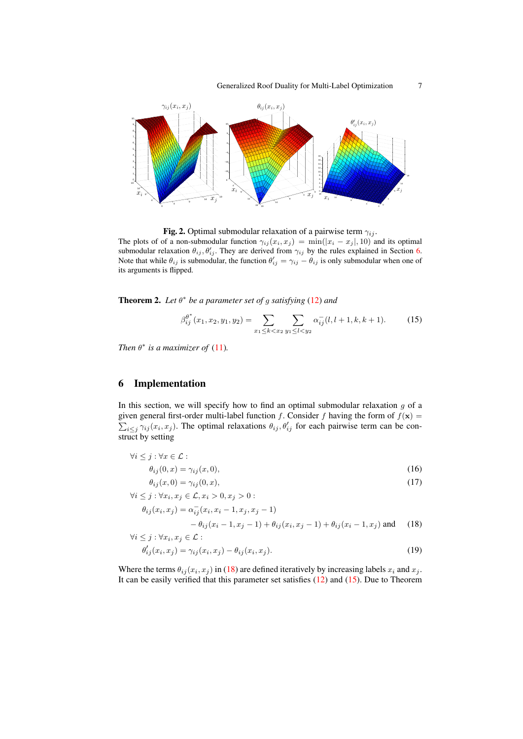**Fig. 2.** Optimal submodular relaxation of a pairwise term $\gamma_{ij}$.
The plots of of a non-submodular function $\gamma_{ij}(x_i, x_j) = \min(|x_i - x_j|, 10)$ and its optimal submodular relaxation $\theta_{ij}, \theta'_{ij}$. They are derived from $\gamma_{ij}$ by the rules explained in Section 6. Note that while $\theta_{ij}$ is submodular, the function $\theta'_{ij} = \gamma_{ij} - \theta_{ij}$ is only submodular when one of its arguments is flipped.

**Theorem 2.** *Let $\theta^*$ be a parameter set of $g$ satisfying (12) and*

$$\beta_{ij}^{\theta^*}(x_1, x_2, y_1, y_2) = \sum_{x_1 \le k < x_2} \sum_{y_1 \le l < y_2} \alpha_{ij}^{-}(l, l+1, k, k+1). \tag{15}$$

*Then $\theta^*$ is a maximizer of (11).*

## 6 Implementation

In this section, we will specify how to find an optimal submodular relaxation $g$ of a given general first-order multi-label function $f$. Consider $f$ having the form of $f(\mathbf{x}) = \sum_{i \le j} \gamma_{ij}(x_i, x_j)$. The optimal relaxations $\theta_{ij}, \theta'_{ij}$ for each pairwise term can be construct by setting

$$\forall i \le j : \forall x \in \mathcal{L} :$$

$$\theta_{ij}(0, x) = \gamma_{ij}(x, 0), \tag{16}$$

$$\theta_{ij}(x, 0) = \gamma_{ij}(0, x), \tag{17}$$

$$\forall i \le j : \forall x_i, x_j \in \mathcal{L}, x_i > 0, x_j > 0 :$$

$$\theta_{ij}(x_i, x_j) = \alpha_{ij}^{-}(x_i, x_i - 1, x_j, x_j - 1) - \theta_{ij}(x_i - 1, x_j - 1) + \theta_{ij}(x_i, x_j - 1) + \theta_{ij}(x_i - 1, x_j) \text{ and} \tag{18}$$

$$\forall i \le j : \forall x_i, x_j \in \mathcal{L} :$$

$$\theta'_{ij}(x_i, x_j) = \gamma_{ij}(x_i, x_j) - \theta_{ij}(x_i, x_j). \tag{19}$$

Where the terms $\theta_{ij}(x_i, x_j)$ in (18) are defined iteratively by increasing labels $x_i$ and $x_j$. It can be easily verified that this parameter set satisfies (12) and (15). Due to Theorem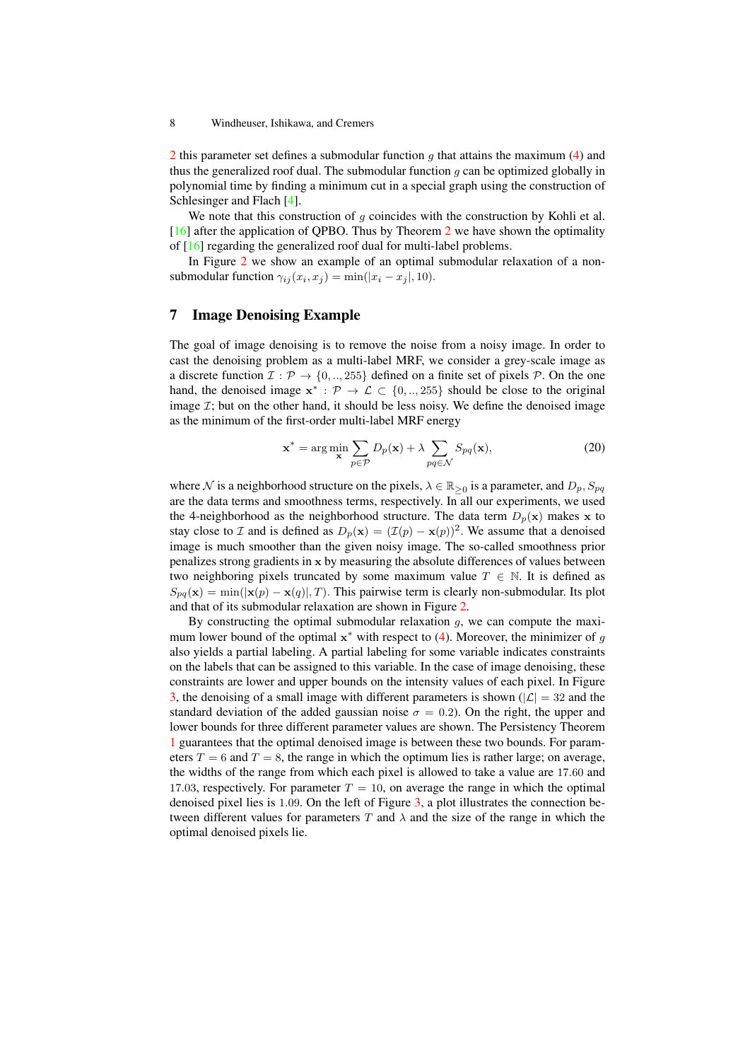2 this parameter set defines a submodular function $g$ that attains the maximum (4) and thus the generalized roof dual. The submodular function $g$ can be optimized globally in polynomial time by finding a minimum cut in a special graph using the construction of Schlesinger and Flach [4].

We note that this construction of $g$ coincides with the construction by Kohli et al. [16] after the application of QPBO. Thus by Theorem 2 we have shown the optimality of [16] regarding the generalized roof dual for multi-label problems.

In Figure 2 we show an example of an optimal submodular relaxation of a non-submodular function $\gamma_{ij}(x_i, x_j) = \min(|x_i - x_j|, 10)$.

## 7 Image Denoising Example

The goal of image denoising is to remove the noise from a noisy image. In order to cast the denoising problem as a multi-label MRF, we consider a grey-scale image as a discrete function $\mathcal{I} : \mathcal{P} \to \{0, .., 255\}$ defined on a finite set of pixels $\mathcal{P}$. On the one hand, the denoised image $\mathbf{x}^* : \mathcal{P} \to \mathcal{L} \subset \{0, .., 255\}$ should be close to the original image $\mathcal{I}$; but on the other hand, it should be less noisy. We define the denoised image as the minimum of the first-order multi-label MRF energy

$$\mathbf{x}^* = \arg\min_{\mathbf{x}} \sum_{p \in \mathcal{P}} D_p(\mathbf{x}) + \lambda \sum_{pq \in \mathcal{N}} S_{pq}(\mathbf{x}), \tag{20}$$

where $\mathcal{N}$ is a neighborhood structure on the pixels, $\lambda \in \mathbb{R}_{\geq 0}$ is a parameter, and $D_p, S_{pq}$ are the data terms and smoothness terms, respectively. In all our experiments, we used the 4-neighborhood as the neighborhood structure. The data term $D_p(\mathbf{x})$ makes $\mathbf{x}$ to stay close to $\mathcal{I}$ and is defined as $D_p(\mathbf{x}) = (\mathcal{I}(p) - \mathbf{x}(p))^2$. We assume that a denoised image is much smoother than the given noisy image. The so-called smoothness prior penalizes strong gradients in $\mathbf{x}$ by measuring the absolute differences of values between two neighboring pixels truncated by some maximum value $T \in \mathbb{N}$. It is defined as $S_{pq}(\mathbf{x}) = \min(|\mathbf{x}(p) - \mathbf{x}(q)|, T)$. This pairwise term is clearly non-submodular. Its plot and that of its submodular relaxation are shown in Figure 2.

By constructing the optimal submodular relaxation $g$, we can compute the maximum lower bound of the optimal $\mathbf{x}^*$ with respect to (4). Moreover, the minimizer of $g$ also yields a partial labeling. A partial labeling for some variable indicates constraints on the labels that can be assigned to this variable. In the case of image denoising, these constraints are lower and upper bounds on the intensity values of each pixel. In Figure 3, the denoising of a small image with different parameters is shown ($|\mathcal{L}| = 32$ and the standard deviation of the added gaussian noise $\sigma = 0.2$). On the right, the upper and lower bounds for three different parameter values are shown. The Persistency Theorem 1 guarantees that the optimal denoised image is between these two bounds. For parameters $T = 6$ and $T = 8$, the range in which the optimum lies is rather large; on average, the widths of the range from which each pixel is allowed to take a value are $17.60$ and $17.03$, respectively. For parameter $T = 10$, on average the range in which the optimal denoised pixel lies is $1.09$. On the left of Figure 3, a plot illustrates the connection between different values for parameters $T$ and $\lambda$ and the size of the range in which the optimal denoised pixels lie.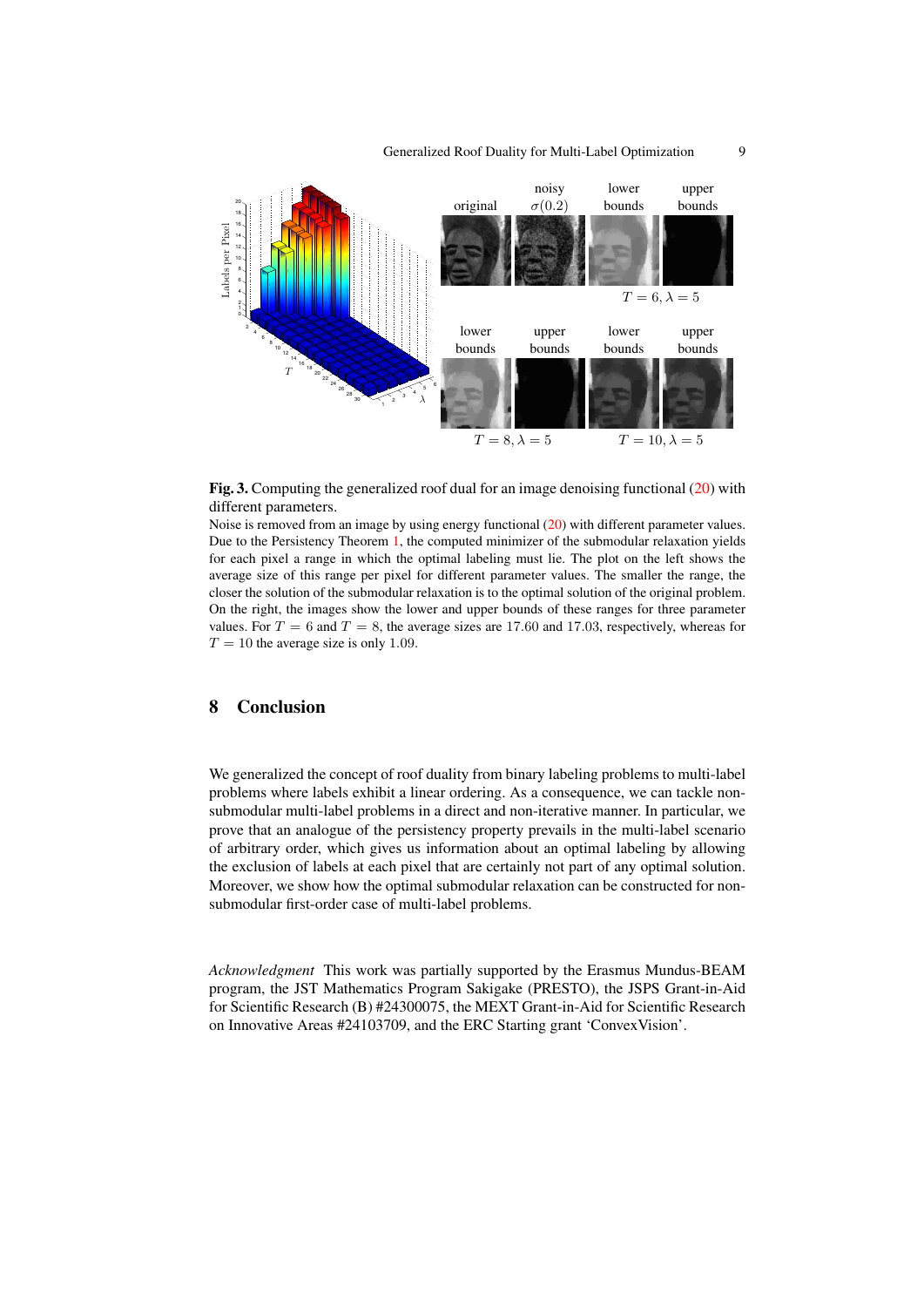**Fig. 3.** Computing the generalized roof dual for an image denoising functional (20) with different parameters.

Noise is removed from an image by using energy functional (20) with different parameter values. Due to the Persistency Theorem 1, the computed minimizer of the submodular relaxation yields for each pixel a range in which the optimal labeling must lie. The plot on the left shows the average size of this range per pixel for different parameter values. The smaller the range, the closer the solution of the submodular relaxation is to the optimal solution of the original problem. On the right, the images show the lower and upper bounds of these ranges for three parameter values. For $T = 6$ and $T = 8$, the average sizes are $17.60$ and $17.03$, respectively, whereas for $T = 10$ the average size is only $1.09$.

## 8 Conclusion

We generalized the concept of roof duality from binary labeling problems to multi-label problems where labels exhibit a linear ordering. As a consequence, we can tackle non-submodular multi-label problems in a direct and non-iterative manner. In particular, we prove that an analogue of the persistency property prevails in the multi-label scenario of arbitrary order, which gives us information about an optimal labeling by allowing the exclusion of labels at each pixel that are certainly not part of any optimal solution. Moreover, we show how the optimal submodular relaxation can be constructed for non-submodular first-order case of multi-label problems.

*Acknowledgment* This work was partially supported by the Erasmus Mundus-BEAM program, the JST Mathematics Program Sakigake (PRESTO), the JSPS Grant-in-Aid for Scientific Research (B) #24300075, the MEXT Grant-in-Aid for Scientific Research on Innovative Areas #24103709, and the ERC Starting grant 'ConvexVision'.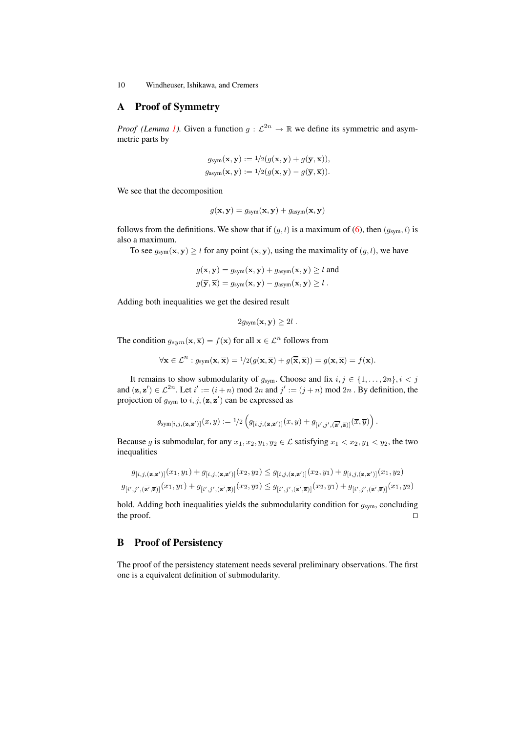## A Proof of Symmetry

*Proof (Lemma 1).* Given a function $g : \mathcal{L}^{2n} \to \mathbb{R}$ we define its symmetric and asymmetric parts by

$$g_{\text{sym}}(\mathbf{x}, \mathbf{y}) := {}^1\!/\!_2(g(\mathbf{x}, \mathbf{y}) + g(\overline{\mathbf{y}}, \overline{\mathbf{x}})),$$
$$g_{\text{asym}}(\mathbf{x}, \mathbf{y}) := {}^1\!/\!_2(g(\mathbf{x}, \mathbf{y}) - g(\overline{\mathbf{y}}, \overline{\mathbf{x}})).$$

We see that the decomposition

$$g(\mathbf{x}, \mathbf{y}) = g_{\text{sym}}(\mathbf{x}, \mathbf{y}) + g_{\text{asym}}(\mathbf{x}, \mathbf{y})$$

follows from the definitions. We show that if $(g, l)$ is a maximum of (6), then $(g_{\text{sym}}, l)$ is also a maximum.

To see $g_{\text{sym}}(\mathbf{x}, \mathbf{y}) \geq l$ for any point $(\mathbf{x}, \mathbf{y})$, using the maximality of $(g, l)$, we have

$$g(\mathbf{x}, \mathbf{y}) = g_{\text{sym}}(\mathbf{x}, \mathbf{y}) + g_{\text{asym}}(\mathbf{x}, \mathbf{y}) \geq l \text{ and}$$
$$g(\overline{\mathbf{y}}, \overline{\mathbf{x}}) = g_{\text{sym}}(\mathbf{x}, \mathbf{y}) - g_{\text{asym}}(\mathbf{x}, \mathbf{y}) \geq l\ .$$

Adding both inequalities we get the desired result

$$2g_{\text{sym}}(\mathbf{x}, \mathbf{y}) \geq 2l\ .$$

The condition $g_{sym}(\mathbf{x}, \overline{\mathbf{x}}) = f(\mathbf{x})$ for all $\mathbf{x} \in \mathcal{L}^n$ follows from

$$\forall \mathbf{x} \in \mathcal{L}^n : g_{\text{sym}}(\mathbf{x}, \overline{\mathbf{x}}) = {}^1\!/\!_2(g(\mathbf{x}, \overline{\mathbf{x}}) + g(\overline{\overline{\mathbf{x}}}, \overline{\mathbf{x}})) = g(\mathbf{x}, \overline{\mathbf{x}}) = f(\mathbf{x}).$$

It remains to show submodularity of $g_{\text{sym}}$. Choose and fix $i, j \in \{1, \ldots, 2n\}, i < j$ and $(\mathbf{z}, \mathbf{z}') \in \mathcal{L}^{2n}$. Let $i' := (i + n) \bmod 2n$ and $j' := (j + n) \bmod 2n$ . By definition, the projection of $g_{\text{sym}}$ to $i, j, (\mathbf{z}, \mathbf{z}')$ can be expressed as

$$g_{\text{sym}[i,j,(\mathbf{z},\mathbf{z}')]}(x, y) := {}^1\!/\!_2\left(g_{[i,j,(\mathbf{z},\mathbf{z}')]}(x, y) + g_{[i',j',(\overline{\mathbf{z}'},\overline{\mathbf{z}})]}(\overline{x}, \overline{y})\right).$$

Because $g$ is submodular, for any $x_1, x_2, y_1, y_2 \in \mathcal{L}$ satisfying $x_1 < x_2, y_1 < y_2$, the two inequalities

$$g_{[i,j,(\mathbf{z},\mathbf{z}')]}(x_1, y_1) + g_{[i,j,(\mathbf{z},\mathbf{z}')]}(x_2, y_2) \leq g_{[i,j,(\mathbf{z},\mathbf{z}')]}(x_2, y_1) + g_{[i,j,(\mathbf{z},\mathbf{z}')]}(x_1, y_2)$$
$$g_{[i',j',(\overline{\mathbf{z}'},\overline{\mathbf{z}})]}(\overline{x_1}, \overline{y_1}) + g_{[i',j',(\overline{\mathbf{z}'},\overline{\mathbf{z}})]}(\overline{x_2}, \overline{y_2}) \leq g_{[i',j',(\overline{\mathbf{z}'},\overline{\mathbf{z}})]}(\overline{x_2}, \overline{y_1}) + g_{[i',j',(\overline{\mathbf{z}'},\overline{\mathbf{z}})]}(\overline{x_1}, \overline{y_2})$$

hold. Adding both inequalities yields the submodularity condition for $g_{\text{sym}}$, concluding the proof. □

## B Proof of Persistency

The proof of the persistency statement needs several preliminary observations. The first one is a equivalent definition of submodularity.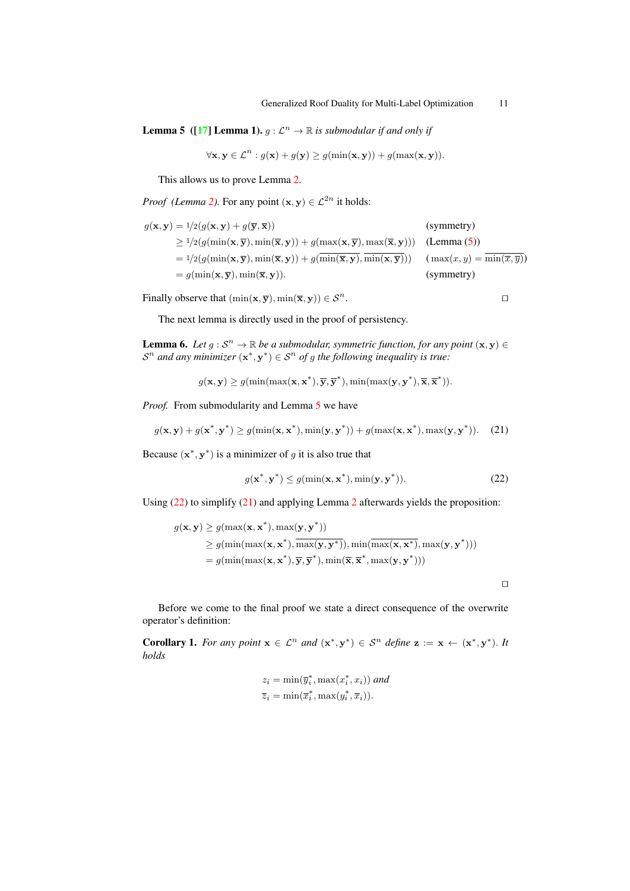**Lemma 5 ([17] Lemma 1).** *$g : \mathcal{L}^n \to \mathbb{R}$ is submodular if and only if*

$$\forall \mathbf{x}, \mathbf{y} \in \mathcal{L}^n : g(\mathbf{x}) + g(\mathbf{y}) \geq g(\min(\mathbf{x}, \mathbf{y})) + g(\max(\mathbf{x}, \mathbf{y})).$$

This allows us to prove Lemma 2.

*Proof (Lemma 2).* For any point $(\mathbf{x}, \mathbf{y}) \in \mathcal{L}^{2n}$ it holds:

$$\begin{aligned}
g(\mathbf{x}, \mathbf{y}) &= 1/2(g(\mathbf{x}, \mathbf{y}) + g(\overline{\mathbf{y}}, \overline{\mathbf{x}})) && \text{(symmetry)} \\
&\geq 1/2(g(\min(\mathbf{x}, \overline{\mathbf{y}}), \min(\overline{\mathbf{x}}, \mathbf{y})) + g(\max(\mathbf{x}, \overline{\mathbf{y}}), \max(\overline{\mathbf{x}}, \mathbf{y}))) && \text{(Lemma (5))} \\
&= 1/2(g(\min(\mathbf{x}, \overline{\mathbf{y}}), \min(\overline{\mathbf{x}}, \mathbf{y})) + g(\overline{\min(\overline{\mathbf{x}}, \mathbf{y})}, \overline{\min(\mathbf{x}, \overline{\mathbf{y}})})) && (\max(x, y) = \overline{\min(\overline{x}, \overline{y})}) \\
&= g(\min(\mathbf{x}, \overline{\mathbf{y}}), \min(\overline{\mathbf{x}}, \mathbf{y})). && \text{(symmetry)}
\end{aligned}$$

Finally observe that $(\min(\mathbf{x}, \overline{\mathbf{y}}), \min(\overline{\mathbf{x}}, \mathbf{y})) \in \mathcal{S}^n$. □

The next lemma is directly used in the proof of persistency.

**Lemma 6.** *Let $g : \mathcal{S}^n \to \mathbb{R}$ be a submodular, symmetric function, for any point $(\mathbf{x}, \mathbf{y}) \in \mathcal{S}^n$ and any minimizer $(\mathbf{x}^*, \mathbf{y}^*) \in \mathcal{S}^n$ of $g$ the following inequality is true:*

$$g(\mathbf{x}, \mathbf{y}) \geq g(\min(\max(\mathbf{x}, \mathbf{x}^*), \overline{\mathbf{y}}, \overline{\mathbf{y}}^*), \min(\max(\mathbf{y}, \mathbf{y}^*), \overline{\mathbf{x}}, \overline{\mathbf{x}}^*)).$$

*Proof.* From submodularity and Lemma 5 we have

$$g(\mathbf{x}, \mathbf{y}) + g(\mathbf{x}^*, \mathbf{y}^*) \geq g(\min(\mathbf{x}, \mathbf{x}^*), \min(\mathbf{y}, \mathbf{y}^*)) + g(\max(\mathbf{x}, \mathbf{x}^*), \max(\mathbf{y}, \mathbf{y}^*)). \quad (21)$$

Because $(\mathbf{x}^*, \mathbf{y}^*)$ is a minimizer of $g$ it is also true that

$$g(\mathbf{x}^*, \mathbf{y}^*) \leq g(\min(\mathbf{x}, \mathbf{x}^*), \min(\mathbf{y}, \mathbf{y}^*)). \quad (22)$$

Using (22) to simplify (21) and applying Lemma 2 afterwards yields the proposition:

$$\begin{aligned}
g(\mathbf{x}, \mathbf{y}) &\geq g(\max(\mathbf{x}, \mathbf{x}^*), \max(\mathbf{y}, \mathbf{y}^*)) \\
&\geq g(\min(\max(\mathbf{x}, \mathbf{x}^*), \overline{\max(\mathbf{y}, \mathbf{y}^*)}), \min(\overline{\max(\mathbf{x}, \mathbf{x}^*)}, \max(\mathbf{y}, \mathbf{y}^*))) \\
&= g(\min(\max(\mathbf{x}, \mathbf{x}^*), \overline{\mathbf{y}}, \overline{\mathbf{y}}^*), \min(\overline{\mathbf{x}}, \overline{\mathbf{x}}^*, \max(\mathbf{y}, \mathbf{y}^*)))
\end{aligned}$$

□

Before we come to the final proof we state a direct consequence of the overwrite operator's definition:

**Corollary 1.** *For any point $\mathbf{x} \in \mathcal{L}^n$ and $(\mathbf{x}^*, \mathbf{y}^*) \in \mathcal{S}^n$ define $\mathbf{z} := \mathbf{x} \leftarrow (\mathbf{x}^*, \mathbf{y}^*)$. It holds*

$$z_i = \min(\overline{y}_i^*, \max(x_i^*, x_i)) \text{ and}$$
$$\overline{z}_i = \min(\overline{x}_i^*, \max(y_i^*, \overline{x}_i)).$$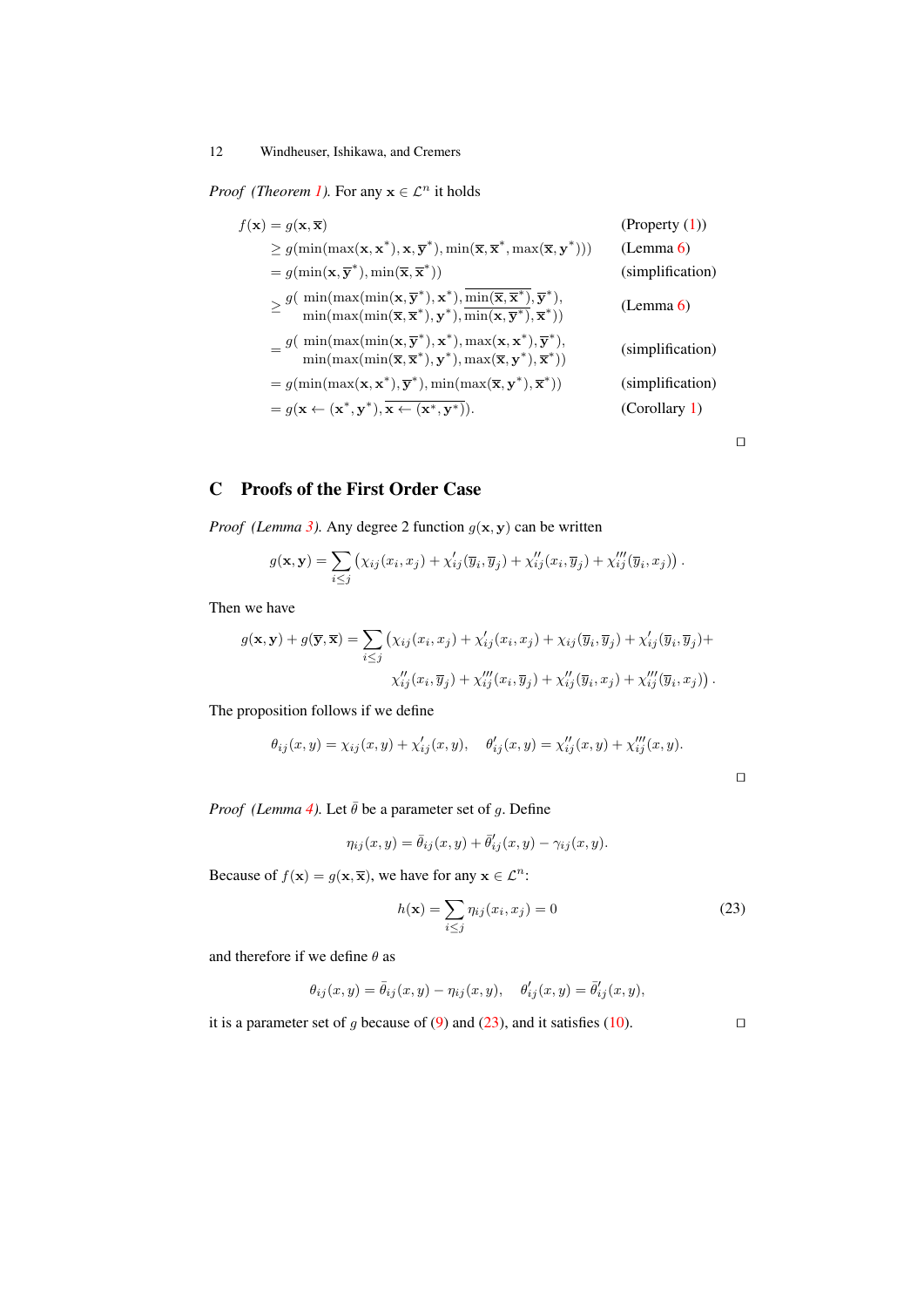*Proof (Theorem 1).* For any $\mathbf{x} \in \mathcal{L}^n$ it holds

$$
\begin{aligned}
f(\mathbf{x}) &= g(\mathbf{x}, \overline{\mathbf{x}}) && \text{(Property (1))}\\
&\geq g(\min(\max(\mathbf{x}, \mathbf{x}^*), \mathbf{x}, \overline{\mathbf{y}}^*), \min(\overline{\mathbf{x}}, \overline{\mathbf{x}}^*, \max(\overline{\mathbf{x}}, \mathbf{y}^*))) && \text{(Lemma 6)}\\
&= g(\min(\mathbf{x}, \overline{\mathbf{y}}^*), \min(\overline{\mathbf{x}}, \overline{\mathbf{x}}^*)) && \text{(simplification)}\\
&\geq g(\ \min(\max(\min(\mathbf{x}, \overline{\mathbf{y}}^*), \mathbf{x}^*), \overline{\min(\overline{\mathbf{x}}, \overline{\mathbf{x}}^*)}, \overline{\mathbf{y}}^*), \\
&\qquad \min(\max(\min(\overline{\mathbf{x}}, \overline{\mathbf{x}}^*), \mathbf{y}^*), \overline{\min(\mathbf{x}, \overline{\mathbf{y}}^*)}, \overline{\mathbf{x}}^*)) && \text{(Lemma 6)}\\
&= g(\ \min(\max(\min(\mathbf{x}, \overline{\mathbf{y}}^*), \mathbf{x}^*), \max(\mathbf{x}, \mathbf{x}^*), \overline{\mathbf{y}}^*), \\
&\qquad \min(\max(\min(\overline{\mathbf{x}}, \overline{\mathbf{x}}^*), \mathbf{y}^*), \max(\overline{\mathbf{x}}, \mathbf{y}^*), \overline{\mathbf{x}}^*)) && \text{(simplification)}\\
&= g(\min(\max(\mathbf{x}, \mathbf{x}^*), \overline{\mathbf{y}}^*), \min(\max(\overline{\mathbf{x}}, \mathbf{y}^*), \overline{\mathbf{x}}^*)) && \text{(simplification)}\\
&= g(\mathbf{x} \leftarrow (\mathbf{x}^*, \mathbf{y}^*), \overline{\mathbf{x} \leftarrow (\mathbf{x}^*, \mathbf{y}^*)}). && \text{(Corollary 1)}
\end{aligned}
$$

□

## C Proofs of the First Order Case

*Proof (Lemma 3).* Any degree 2 function $g(\mathbf{x}, \mathbf{y})$ can be written

$$
g(\mathbf{x}, \mathbf{y}) = \sum_{i \leq j} \left( \chi_{ij}(x_i, x_j) + \chi'_{ij}(\overline{y}_i, \overline{y}_j) + \chi''_{ij}(x_i, \overline{y}_j) + \chi'''_{ij}(\overline{y}_i, x_j) \right).
$$

Then we have

$$
\begin{aligned}
g(\mathbf{x}, \mathbf{y}) + g(\overline{\mathbf{y}}, \overline{\mathbf{x}}) = \sum_{i \leq j} \big( &\chi_{ij}(x_i, x_j) + \chi'_{ij}(x_i, x_j) + \chi_{ij}(\overline{y}_i, \overline{y}_j) + \chi'_{ij}(\overline{y}_i, \overline{y}_j) + \\
&\chi''_{ij}(x_i, \overline{y}_j) + \chi'''_{ij}(x_i, \overline{y}_j) + \chi''_{ij}(\overline{y}_i, x_j) + \chi'''_{ij}(\overline{y}_i, x_j) \big).
\end{aligned}
$$

The proposition follows if we define

$$
\theta_{ij}(x, y) = \chi_{ij}(x, y) + \chi'_{ij}(x, y), \quad \theta'_{ij}(x, y) = \chi''_{ij}(x, y) + \chi'''_{ij}(x, y).
$$

□

*Proof (Lemma 4).* Let $\bar{\theta}$ be a parameter set of $g$. Define

$$
\eta_{ij}(x, y) = \bar{\theta}_{ij}(x, y) + \bar{\theta}'_{ij}(x, y) - \gamma_{ij}(x, y).
$$

Because of $f(\mathbf{x}) = g(\mathbf{x}, \overline{\mathbf{x}})$, we have for any $\mathbf{x} \in \mathcal{L}^n$:

$$
h(\mathbf{x}) = \sum_{i \leq j} \eta_{ij}(x_i, x_j) = 0 \tag{23}
$$

and therefore if we define $\theta$ as

$$
\theta_{ij}(x, y) = \bar{\theta}_{ij}(x, y) - \eta_{ij}(x, y), \quad \theta'_{ij}(x, y) = \bar{\theta}'_{ij}(x, y),
$$

it is a parameter set of $g$ because of (9) and (23), and it satisfies (10). □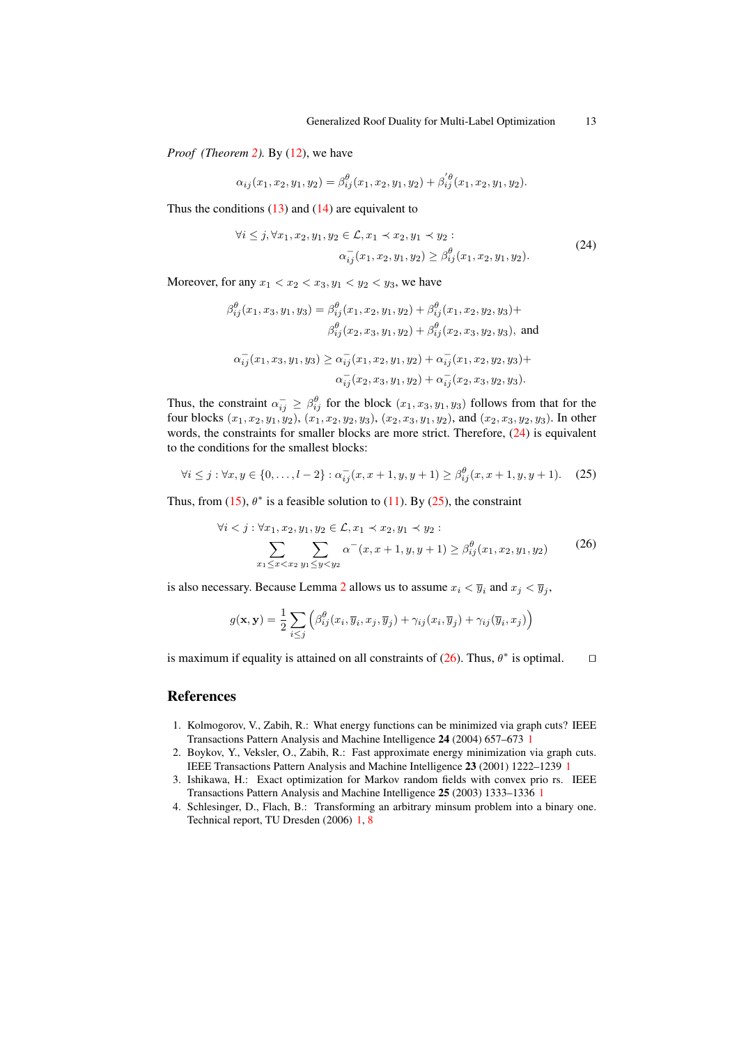*Proof (Theorem 2).* By (12), we have

$$\alpha_{ij}(x_1, x_2, y_1, y_2) = \beta^{\theta}_{ij}(x_1, x_2, y_1, y_2) + \beta'^{\theta}_{ij}(x_1, x_2, y_1, y_2).$$

Thus the conditions (13) and (14) are equivalent to

$$\begin{aligned} &\forall i \leq j, \forall x_1, x_2, y_1, y_2 \in \mathcal{L}, x_1 \prec x_2, y_1 \prec y_2 : \\ &\qquad\qquad \alpha^{-}_{ij}(x_1, x_2, y_1, y_2) \geq \beta^{\theta}_{ij}(x_1, x_2, y_1, y_2). \end{aligned} \tag{24}$$

Moreover, for any $x_1 < x_2 < x_3, y_1 < y_2 < y_3$, we have

$$\begin{aligned} \beta^{\theta}_{ij}(x_1, x_3, y_1, y_3) = \beta^{\theta}_{ij}(x_1, x_2, y_1, y_2) + \beta^{\theta}_{ij}(x_1, x_2, y_2, y_3) + \\ \beta^{\theta}_{ij}(x_2, x_3, y_1, y_2) + \beta^{\theta}_{ij}(x_2, x_3, y_2, y_3), \text{ and} \end{aligned}$$

$$\begin{aligned} \alpha^{-}_{ij}(x_1, x_3, y_1, y_3) \geq \alpha^{-}_{ij}(x_1, x_2, y_1, y_2) + \alpha^{-}_{ij}(x_1, x_2, y_2, y_3) + \\ \alpha^{-}_{ij}(x_2, x_3, y_1, y_2) + \alpha^{-}_{ij}(x_2, x_3, y_2, y_3). \end{aligned}$$

Thus, the constraint $\alpha^{-}_{ij} \geq \beta^{\theta}_{ij}$ for the block $(x_1, x_3, y_1, y_3)$ follows from that for the four blocks $(x_1, x_2, y_1, y_2)$, $(x_1, x_2, y_2, y_3)$, $(x_2, x_3, y_1, y_2)$, and $(x_2, x_3, y_2, y_3)$. In other words, the constraints for smaller blocks are more strict. Therefore, (24) is equivalent to the conditions for the smallest blocks:

$$\forall i \leq j : \forall x, y \in \{0, \ldots, l-2\} : \alpha^{-}_{ij}(x, x+1, y, y+1) \geq \beta^{\theta}_{ij}(x, x+1, y, y+1). \tag{25}$$

Thus, from (15), $\theta^*$ is a feasible solution to (11). By (25), the constraint

$$\begin{aligned} &\forall i < j : \forall x_1, x_2, y_1, y_2 \in \mathcal{L}, x_1 \prec x_2, y_1 \prec y_2 : \\ &\sum_{x_1 \leq x < x_2} \sum_{y_1 \leq y < y_2} \alpha^{-}(x, x+1, y, y+1) \geq \beta^{\theta}_{ij}(x_1, x_2, y_1, y_2) \end{aligned} \tag{26}$$

is also necessary. Because Lemma 2 allows us to assume $x_i < \overline{y}_i$ and $x_j < \overline{y}_j$,

$$g(\mathbf{x}, \mathbf{y}) = \frac{1}{2} \sum_{i \leq j} \left( \beta^{\theta}_{ij}(x_i, \overline{y}_i, x_j, \overline{y}_j) + \gamma_{ij}(x_i, \overline{y}_j) + \gamma_{ij}(\overline{y}_i, x_j) \right)$$

is maximum if equality is attained on all constraints of (26). Thus, $\theta^*$ is optimal. □

## References

1. Kolmogorov, V., Zabih, R.: What energy functions can be minimized via graph cuts? IEEE Transactions Pattern Analysis and Machine Intelligence **24** (2004) 657–673 1
2. Boykov, Y., Veksler, O., Zabih, R.: Fast approximate energy minimization via graph cuts. IEEE Transactions Pattern Analysis and Machine Intelligence **23** (2001) 1222–1239 1
3. Ishikawa, H.: Exact optimization for Markov random fields with convex prio rs. IEEE Transactions Pattern Analysis and Machine Intelligence **25** (2003) 1333–1336 1
4. Schlesinger, D., Flach, B.: Transforming an arbitrary minsum problem into a binary one. Technical report, TU Dresden (2006) 1, 8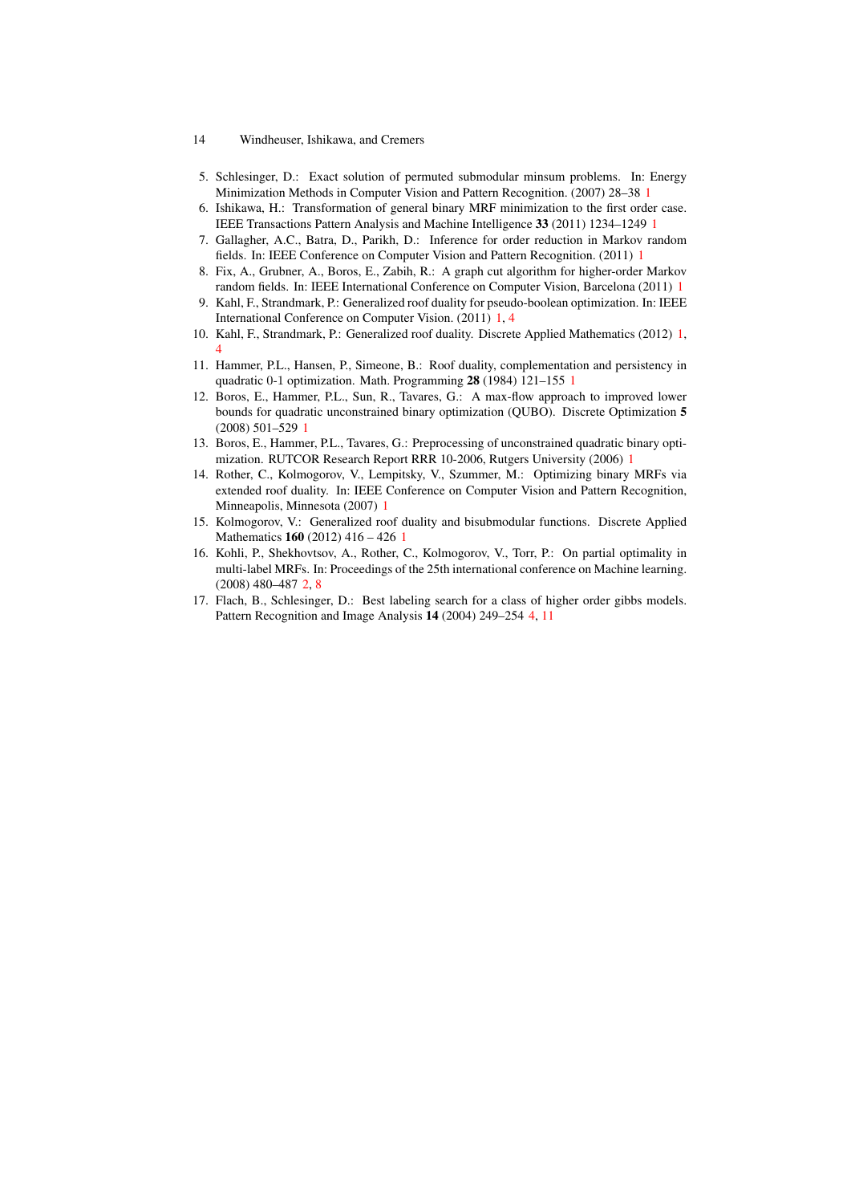5. Schlesinger, D.: Exact solution of permuted submodular minsum problems. In: Energy Minimization Methods in Computer Vision and Pattern Recognition. (2007) 28–38 1
6. Ishikawa, H.: Transformation of general binary MRF minimization to the first order case. IEEE Transactions Pattern Analysis and Machine Intelligence **33** (2011) 1234–1249 1
7. Gallagher, A.C., Batra, D., Parikh, D.: Inference for order reduction in Markov random fields. In: IEEE Conference on Computer Vision and Pattern Recognition. (2011) 1
8. Fix, A., Grubner, A., Boros, E., Zabih, R.: A graph cut algorithm for higher-order Markov random fields. In: IEEE International Conference on Computer Vision, Barcelona (2011) 1
9. Kahl, F., Strandmark, P.: Generalized roof duality for pseudo-boolean optimization. In: IEEE International Conference on Computer Vision. (2011) 1, 4
10. Kahl, F., Strandmark, P.: Generalized roof duality. Discrete Applied Mathematics (2012) 1, 4
11. Hammer, P.L., Hansen, P., Simeone, B.: Roof duality, complementation and persistency in quadratic 0-1 optimization. Math. Programming **28** (1984) 121–155 1
12. Boros, E., Hammer, P.L., Sun, R., Tavares, G.: A max-flow approach to improved lower bounds for quadratic unconstrained binary optimization (QUBO). Discrete Optimization **5** (2008) 501–529 1
13. Boros, E., Hammer, P.L., Tavares, G.: Preprocessing of unconstrained quadratic binary optimization. RUTCOR Research Report RRR 10-2006, Rutgers University (2006) 1
14. Rother, C., Kolmogorov, V., Lempitsky, V., Szummer, M.: Optimizing binary MRFs via extended roof duality. In: IEEE Conference on Computer Vision and Pattern Recognition, Minneapolis, Minnesota (2007) 1
15. Kolmogorov, V.: Generalized roof duality and bisubmodular functions. Discrete Applied Mathematics **160** (2012) 416 – 426 1
16. Kohli, P., Shekhovtsov, A., Rother, C., Kolmogorov, V., Torr, P.: On partial optimality in multi-label MRFs. In: Proceedings of the 25th international conference on Machine learning. (2008) 480–487 2, 8
17. Flach, B., Schlesinger, D.: Best labeling search for a class of higher order gibbs models. Pattern Recognition and Image Analysis **14** (2004) 249–254 4, 11